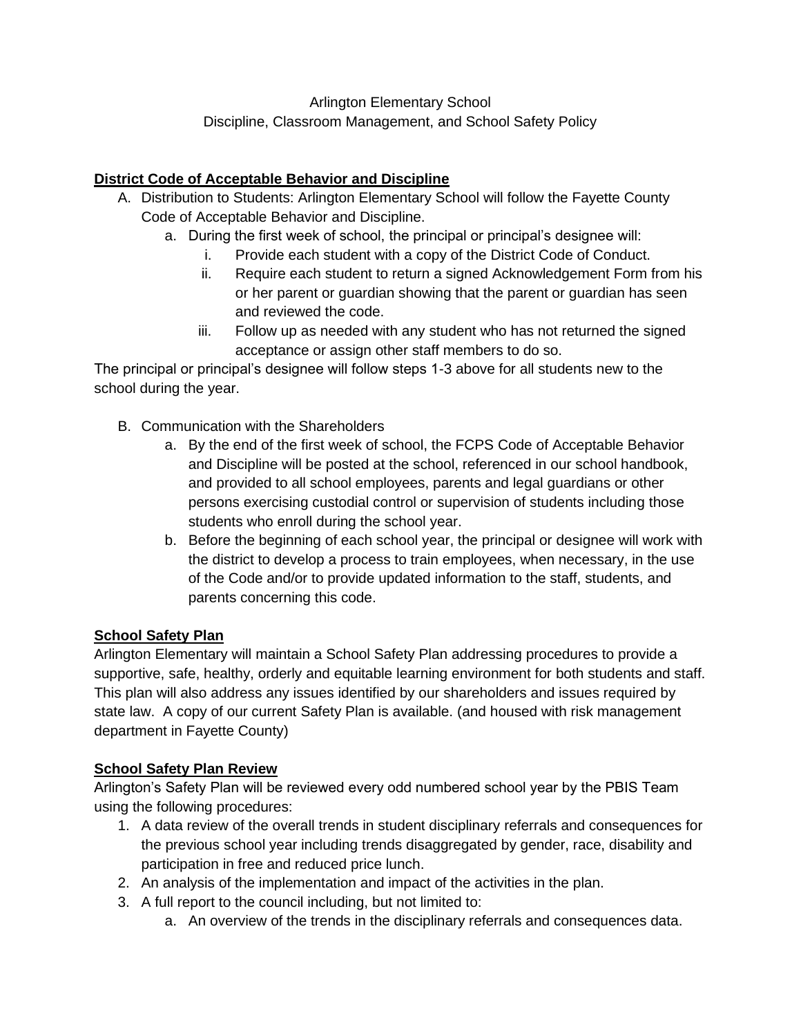Arlington Elementary School
Discipline, Classroom Management, and School Safety Policy

## District Code of Acceptable Behavior and Discipline

A. Distribution to Students: Arlington Elementary School will follow the Fayette County Code of Acceptable Behavior and Discipline.
   a. During the first week of school, the principal or principal's designee will:
      i. Provide each student with a copy of the District Code of Conduct.
      ii. Require each student to return a signed Acknowledgement Form from his or her parent or guardian showing that the parent or guardian has seen and reviewed the code.
      iii. Follow up as needed with any student who has not returned the signed acceptance or assign other staff members to do so.

The principal or principal's designee will follow steps 1-3 above for all students new to the school during the year.

B. Communication with the Shareholders
   a. By the end of the first week of school, the FCPS Code of Acceptable Behavior and Discipline will be posted at the school, referenced in our school handbook, and provided to all school employees, parents and legal guardians or other persons exercising custodial control or supervision of students including those students who enroll during the school year.
   b. Before the beginning of each school year, the principal or designee will work with the district to develop a process to train employees, when necessary, in the use of the Code and/or to provide updated information to the staff, students, and parents concerning this code.

## School Safety Plan

Arlington Elementary will maintain a School Safety Plan addressing procedures to provide a supportive, safe, healthy, orderly and equitable learning environment for both students and staff. This plan will also address any issues identified by our shareholders and issues required by state law. A copy of our current Safety Plan is available. (and housed with risk management department in Fayette County)

## School Safety Plan Review

Arlington's Safety Plan will be reviewed every odd numbered school year by the PBIS Team using the following procedures:

1. A data review of the overall trends in student disciplinary referrals and consequences for the previous school year including trends disaggregated by gender, race, disability and participation in free and reduced price lunch.
2. An analysis of the implementation and impact of the activities in the plan.
3. A full report to the council including, but not limited to:
   a. An overview of the trends in the disciplinary referrals and consequences data.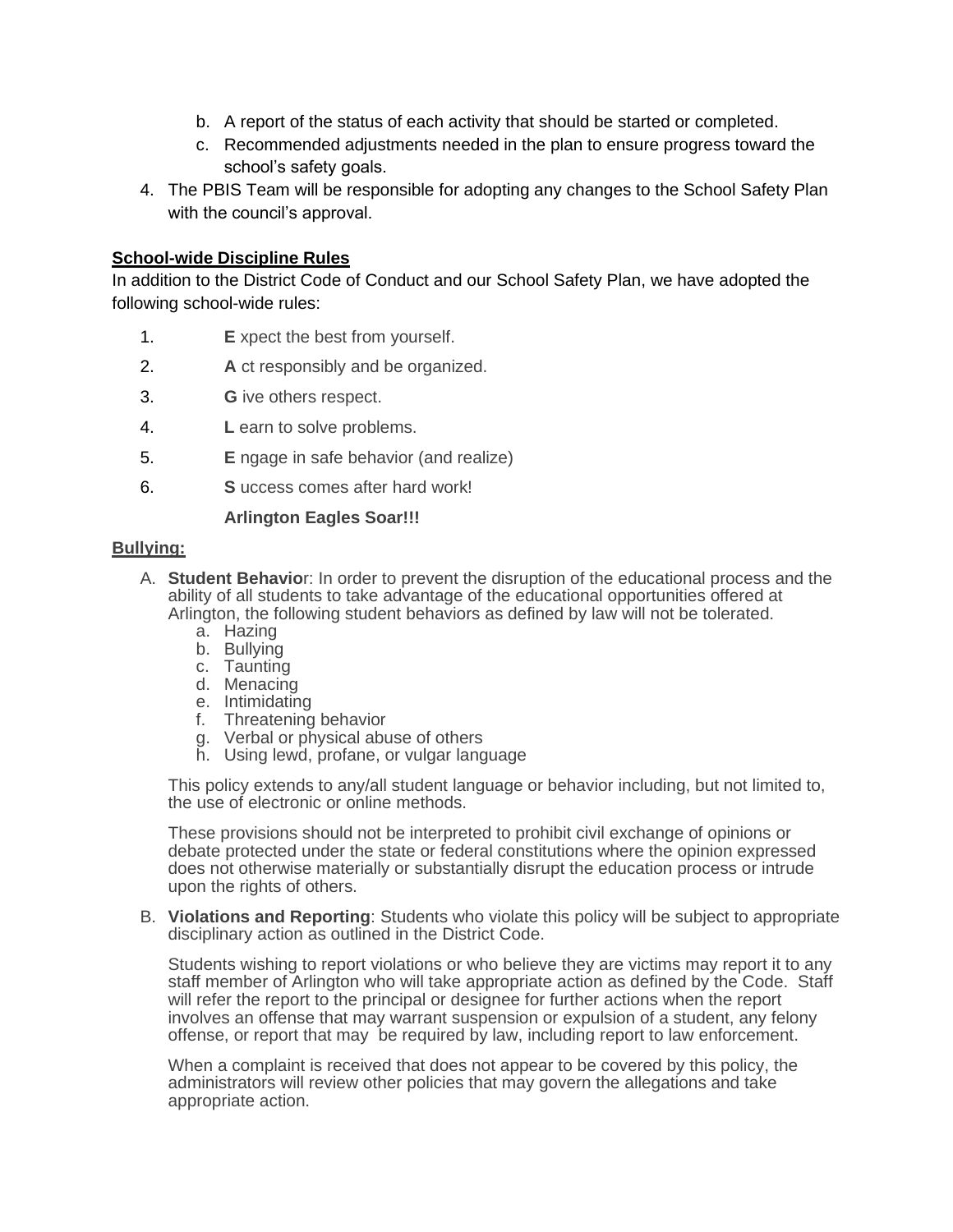b. A report of the status of each activity that should be started or completed.
c. Recommended adjustments needed in the plan to ensure progress toward the school's safety goals.

4. The PBIS Team will be responsible for adopting any changes to the School Safety Plan with the council's approval.

**School-wide Discipline Rules**

In addition to the District Code of Conduct and our School Safety Plan, we have adopted the following school-wide rules:

1. **E** xpect the best from yourself.
2. **A** ct responsibly and be organized.
3. **G** ive others respect.
4. **L** earn to solve problems.
5. **E** ngage in safe behavior (and realize)
6. **S** uccess comes after hard work!

**Arlington Eagles Soar!!!**

**Bullying:**

A. **Student Behavio**r: In order to prevent the disruption of the educational process and the ability of all students to take advantage of the educational opportunities offered at Arlington, the following student behaviors as defined by law will not be tolerated.
   a. Hazing
   b. Bullying
   c. Taunting
   d. Menacing
   e. Intimidating
   f. Threatening behavior
   g. Verbal or physical abuse of others
   h. Using lewd, profane, or vulgar language

   This policy extends to any/all student language or behavior including, but not limited to, the use of electronic or online methods.

   These provisions should not be interpreted to prohibit civil exchange of opinions or debate protected under the state or federal constitutions where the opinion expressed does not otherwise materially or substantially disrupt the education process or intrude upon the rights of others.

B. **Violations and Reporting**: Students who violate this policy will be subject to appropriate disciplinary action as outlined in the District Code.

   Students wishing to report violations or who believe they are victims may report it to any staff member of Arlington who will take appropriate action as defined by the Code. Staff will refer the report to the principal or designee for further actions when the report involves an offense that may warrant suspension or expulsion of a student, any felony offense, or report that may be required by law, including report to law enforcement.

   When a complaint is received that does not appear to be covered by this policy, the administrators will review other policies that may govern the allegations and take appropriate action.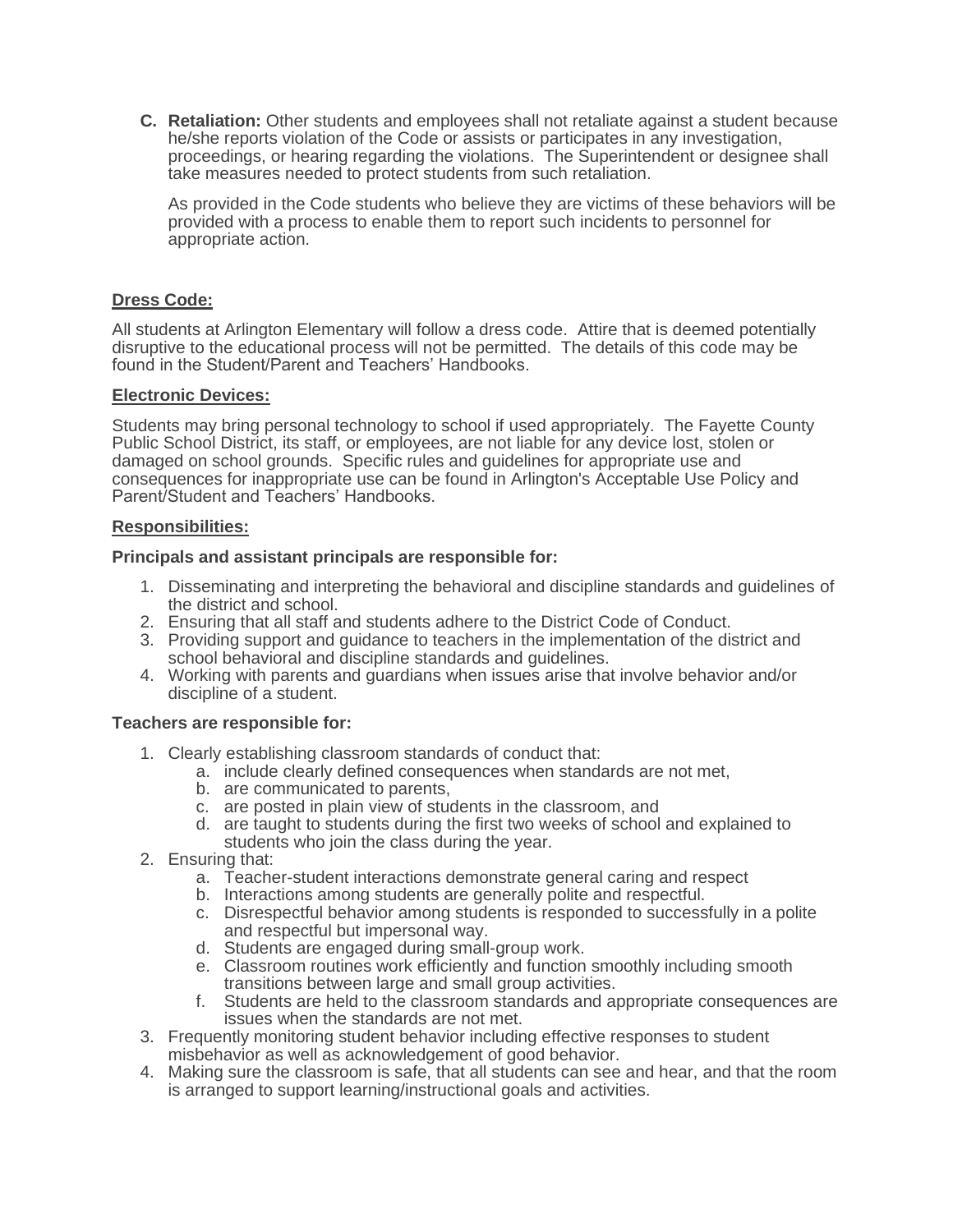C. **Retaliation:** Other students and employees shall not retaliate against a student because he/she reports violation of the Code or assists or participates in any investigation, proceedings, or hearing regarding the violations. The Superintendent or designee shall take measures needed to protect students from such retaliation.

   As provided in the Code students who believe they are victims of these behaviors will be provided with a process to enable them to report such incidents to personnel for appropriate action.

## Dress Code:

All students at Arlington Elementary will follow a dress code. Attire that is deemed potentially disruptive to the educational process will not be permitted. The details of this code may be found in the Student/Parent and Teachers' Handbooks.

## Electronic Devices:

Students may bring personal technology to school if used appropriately. The Fayette County Public School District, its staff, or employees, are not liable for any device lost, stolen or damaged on school grounds. Specific rules and guidelines for appropriate use and consequences for inappropriate use can be found in Arlington's Acceptable Use Policy and Parent/Student and Teachers' Handbooks.

## Responsibilities:

**Principals and assistant principals are responsible for:**

1. Disseminating and interpreting the behavioral and discipline standards and guidelines of the district and school.
2. Ensuring that all staff and students adhere to the District Code of Conduct.
3. Providing support and guidance to teachers in the implementation of the district and school behavioral and discipline standards and guidelines.
4. Working with parents and guardians when issues arise that involve behavior and/or discipline of a student.

**Teachers are responsible for:**

1. Clearly establishing classroom standards of conduct that:
   a. include clearly defined consequences when standards are not met,
   b. are communicated to parents,
   c. are posted in plain view of students in the classroom, and
   d. are taught to students during the first two weeks of school and explained to students who join the class during the year.
2. Ensuring that:
   a. Teacher-student interactions demonstrate general caring and respect
   b. Interactions among students are generally polite and respectful.
   c. Disrespectful behavior among students is responded to successfully in a polite and respectful but impersonal way.
   d. Students are engaged during small-group work.
   e. Classroom routines work efficiently and function smoothly including smooth transitions between large and small group activities.
   f. Students are held to the classroom standards and appropriate consequences are issues when the standards are not met.
3. Frequently monitoring student behavior including effective responses to student misbehavior as well as acknowledgement of good behavior.
4. Making sure the classroom is safe, that all students can see and hear, and that the room is arranged to support learning/instructional goals and activities.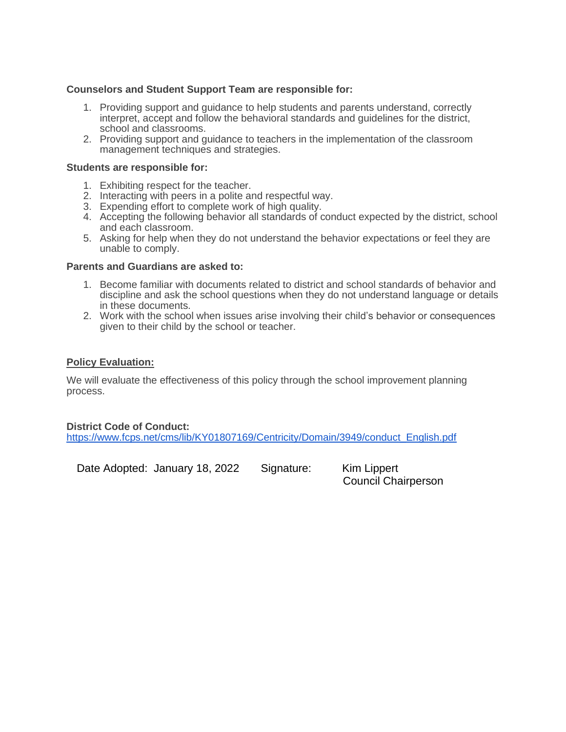**Counselors and Student Support Team are responsible for:**

1. Providing support and guidance to help students and parents understand, correctly interpret, accept and follow the behavioral standards and guidelines for the district, school and classrooms.
2. Providing support and guidance to teachers in the implementation of the classroom management techniques and strategies.

**Students are responsible for:**

1. Exhibiting respect for the teacher.
2. Interacting with peers in a polite and respectful way.
3. Expending effort to complete work of high quality.
4. Accepting the following behavior all standards of conduct expected by the district, school and each classroom.
5. Asking for help when they do not understand the behavior expectations or feel they are unable to comply.

**Parents and Guardians are asked to:**

1. Become familiar with documents related to district and school standards of behavior and discipline and ask the school questions when they do not understand language or details in these documents.
2. Work with the school when issues arise involving their child's behavior or consequences given to their child by the school or teacher.

**Policy Evaluation:**

We will evaluate the effectiveness of this policy through the school improvement planning process.

**District Code of Conduct:**
https://www.fcps.net/cms/lib/KY01807169/Centricity/Domain/3949/conduct_English.pdf

Date Adopted: January 18, 2022 Signature: Kim Lippert
Council Chairperson